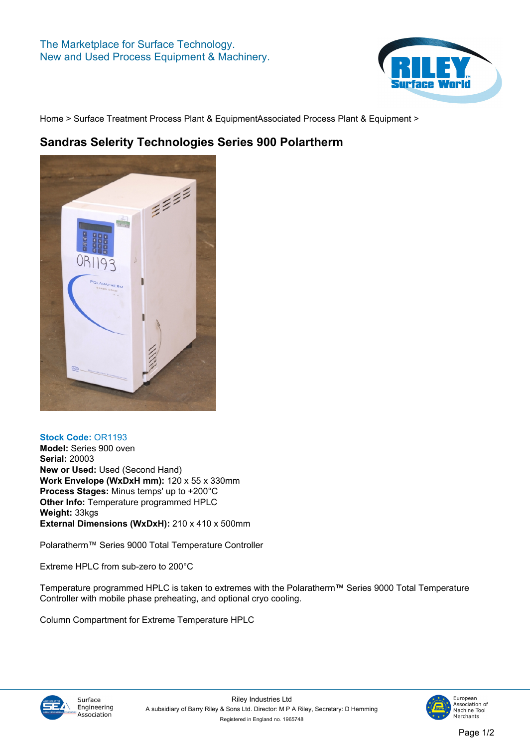The Marketplace for Surface Technology.
New and Used Process Equipment & Machinery.

Home > Surface Treatment Process Plant & EquipmentAssociated Process Plant & Equipment >

# Sandras Selerity Technologies Series 900 Polartherm

**Stock Code:** OR1193
**Model:** Series 900 oven
**Serial:** 20003
**New or Used:** Used (Second Hand)
**Work Envelope (WxDxH mm):** 120 x 55 x 330mm
**Process Stages:** Minus temps' up to +200°C
**Other Info:** Temperature programmed HPLC
**Weight:** 33kgs
**External Dimensions (WxDxH):** 210 x 410 x 500mm

Polaratherm™ Series 9000 Total Temperature Controller

Extreme HPLC from sub-zero to 200°C

Temperature programmed HPLC is taken to extremes with the Polaratherm™ Series 9000 Total Temperature Controller with mobile phase preheating, and optional cryo cooling.

Column Compartment for Extreme Temperature HPLC

Riley Industries Ltd
A subsidiary of Barry Riley & Sons Ltd. Director: M P A Riley, Secretary: D Hemming
Registered in England no. 1965748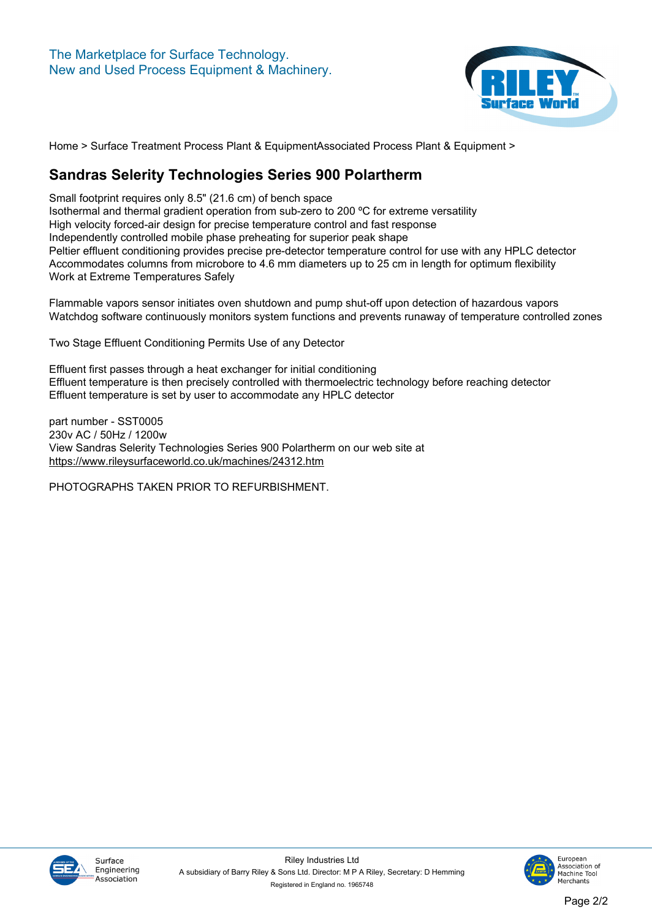The Marketplace for Surface Technology.
New and Used Process Equipment & Machinery.

Home > Surface Treatment Process Plant & EquipmentAssociated Process Plant & Equipment >

## Sandras Selerity Technologies Series 900 Polartherm

Small footprint requires only 8.5" (21.6 cm) of bench space
Isothermal and thermal gradient operation from sub-zero to 200 ºC for extreme versatility
High velocity forced-air design for precise temperature control and fast response
Independently controlled mobile phase preheating for superior peak shape
Peltier effluent conditioning provides precise pre-detector temperature control for use with any HPLC detector
Accommodates columns from microbore to 4.6 mm diameters up to 25 cm in length for optimum flexibility
Work at Extreme Temperatures Safely

Flammable vapors sensor initiates oven shutdown and pump shut-off upon detection of hazardous vapors
Watchdog software continuously monitors system functions and prevents runaway of temperature controlled zones

Two Stage Effluent Conditioning Permits Use of any Detector

Effluent first passes through a heat exchanger for initial conditioning
Effluent temperature is then precisely controlled with thermoelectric technology before reaching detector
Effluent temperature is set by user to accommodate any HPLC detector

part number - SST0005
230v AC / 50Hz / 1200w
View Sandras Selerity Technologies Series 900 Polartherm on our web site at
https://www.rileysurfaceworld.co.uk/machines/24312.htm

PHOTOGRAPHS TAKEN PRIOR TO REFURBISHMENT.

Surface Engineering Association

Riley Industries Ltd
A subsidiary of Barry Riley & Sons Ltd. Director: M P A Riley, Secretary: D Hemming
Registered in England no. 1965748

European Association of Machine Tool Merchants